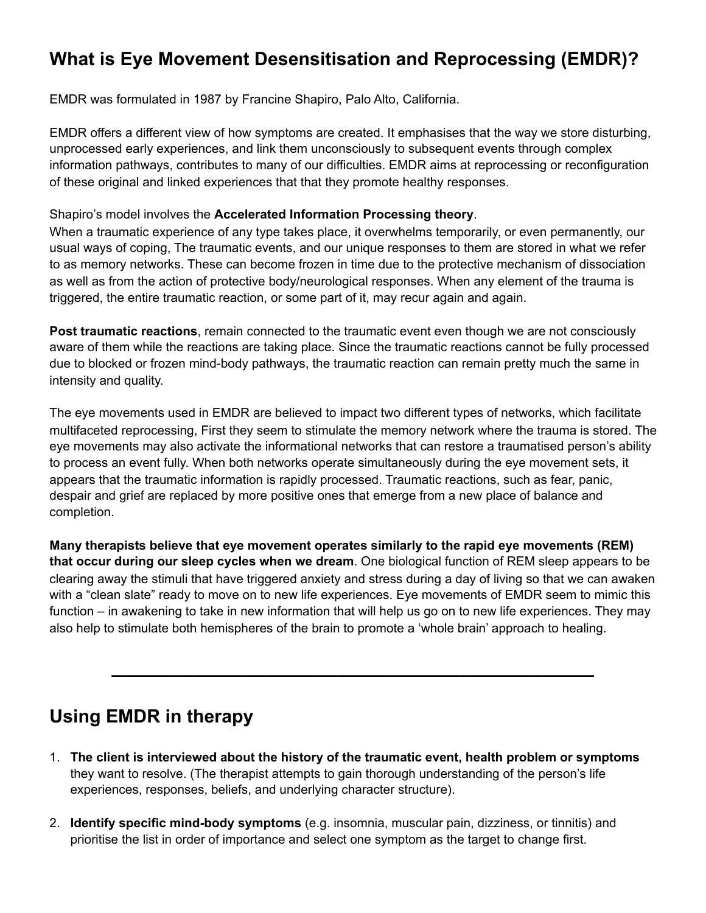## What is Eye Movement Desensitisation and Reprocessing (EMDR)?

EMDR was formulated in 1987 by Francine Shapiro, Palo Alto, California.

EMDR offers a different view of how symptoms are created. It emphasises that the way we store disturbing, unprocessed early experiences, and link them unconsciously to subsequent events through complex information pathways, contributes to many of our difficulties. EMDR aims at reprocessing or reconfiguration of these original and linked experiences that that they promote healthy responses.

Shapiro's model involves the **Accelerated Information Processing theory**.
When a traumatic experience of any type takes place, it overwhelms temporarily, or even permanently, our usual ways of coping, The traumatic events, and our unique responses to them are stored in what we refer to as memory networks. These can become frozen in time due to the protective mechanism of dissociation as well as from the action of protective body/neurological responses. When any element of the trauma is triggered, the entire traumatic reaction, or some part of it, may recur again and again.

**Post traumatic reactions**, remain connected to the traumatic event even though we are not consciously aware of them while the reactions are taking place. Since the traumatic reactions cannot be fully processed due to blocked or frozen mind-body pathways, the traumatic reaction can remain pretty much the same in intensity and quality.

The eye movements used in EMDR are believed to impact two different types of networks, which facilitate multifaceted reprocessing, First they seem to stimulate the memory network where the trauma is stored. The eye movements may also activate the informational networks that can restore a traumatised person's ability to process an event fully. When both networks operate simultaneously during the eye movement sets, it appears that the traumatic information is rapidly processed. Traumatic reactions, such as fear, panic, despair and grief are replaced by more positive ones that emerge from a new place of balance and completion.

**Many therapists believe that eye movement operates similarly to the rapid eye movements (REM) that occur during our sleep cycles when we dream**. One biological function of REM sleep appears to be clearing away the stimuli that have triggered anxiety and stress during a day of living so that we can awaken with a "clean slate" ready to move on to new life experiences. Eye movements of EMDR seem to mimic this function – in awakening to take in new information that will help us go on to new life experiences. They may also help to stimulate both hemispheres of the brain to promote a 'whole brain' approach to healing.

---

## Using EMDR in therapy

1. **The client is interviewed about the history of the traumatic event, health problem or symptoms** they want to resolve. (The therapist attempts to gain thorough understanding of the person's life experiences, responses, beliefs, and underlying character structure).

2. **Identify specific mind-body symptoms** (e.g. insomnia, muscular pain, dizziness, or tinnitis) and prioritise the list in order of importance and select one symptom as the target to change first.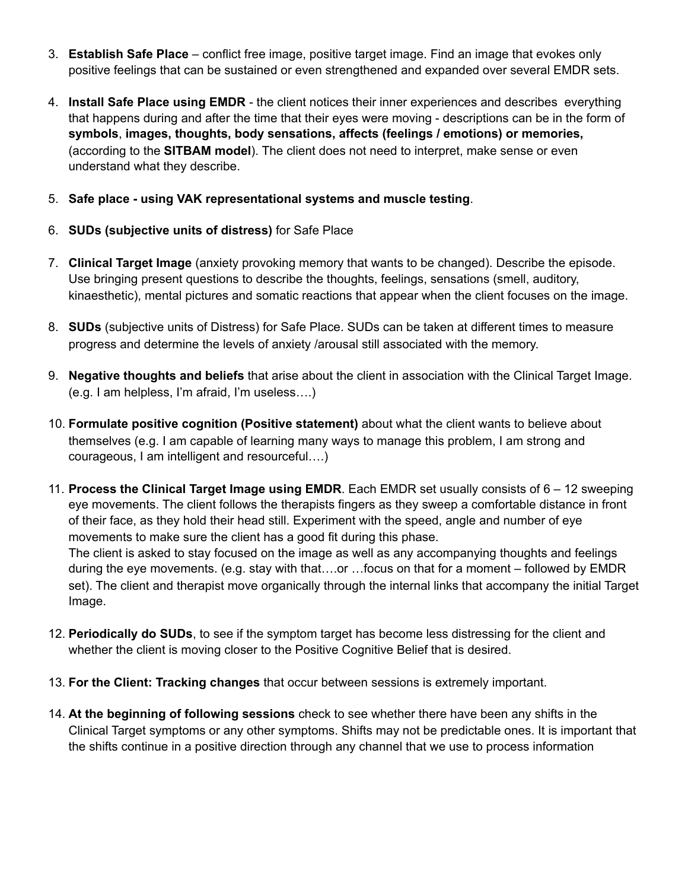3. **Establish Safe Place** – conflict free image, positive target image. Find an image that evokes only positive feelings that can be sustained or even strengthened and expanded over several EMDR sets.

4. **Install Safe Place using EMDR** - the client notices their inner experiences and describes everything that happens during and after the time that their eyes were moving - descriptions can be in the form of **symbols**, **images, thoughts, body sensations, affects (feelings / emotions) or memories,** (according to the **SITBAM model**). The client does not need to interpret, make sense or even understand what they describe.

5. **Safe place - using VAK representational systems and muscle testing**.

6. **SUDs (subjective units of distress)** for Safe Place

7. **Clinical Target Image** (anxiety provoking memory that wants to be changed). Describe the episode. Use bringing present questions to describe the thoughts, feelings, sensations (smell, auditory, kinaesthetic), mental pictures and somatic reactions that appear when the client focuses on the image.

8. **SUDs** (subjective units of Distress) for Safe Place. SUDs can be taken at different times to measure progress and determine the levels of anxiety /arousal still associated with the memory.

9. **Negative thoughts and beliefs** that arise about the client in association with the Clinical Target Image. (e.g. I am helpless, I'm afraid, I'm useless….)

10. **Formulate positive cognition (Positive statement)** about what the client wants to believe about themselves (e.g. I am capable of learning many ways to manage this problem, I am strong and courageous, I am intelligent and resourceful….)

11. **Process the Clinical Target Image using EMDR**. Each EMDR set usually consists of 6 – 12 sweeping eye movements. The client follows the therapists fingers as they sweep a comfortable distance in front of their face, as they hold their head still. Experiment with the speed, angle and number of eye movements to make sure the client has a good fit during this phase.
    The client is asked to stay focused on the image as well as any accompanying thoughts and feelings during the eye movements. (e.g. stay with that….or …focus on that for a moment – followed by EMDR set). The client and therapist move organically through the internal links that accompany the initial Target Image.

12. **Periodically do SUDs**, to see if the symptom target has become less distressing for the client and whether the client is moving closer to the Positive Cognitive Belief that is desired.

13. **For the Client: Tracking changes** that occur between sessions is extremely important.

14. **At the beginning of following sessions** check to see whether there have been any shifts in the Clinical Target symptoms or any other symptoms. Shifts may not be predictable ones. It is important that the shifts continue in a positive direction through any channel that we use to process information